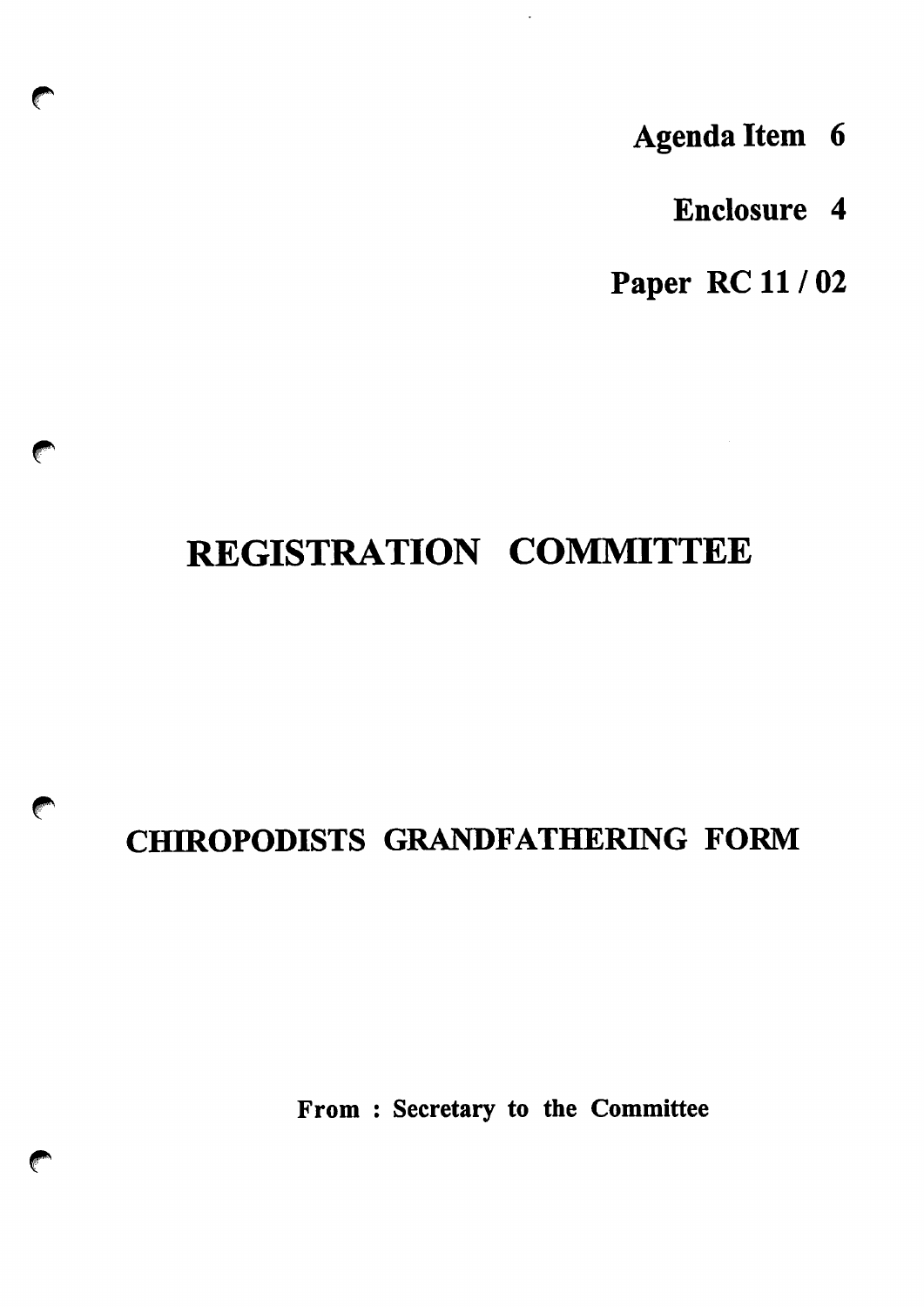**Agenda Item 6**

**Enclosure 4**

**Paper RC 11 / 02**

# REGISTRATION COMMITTEE

## CHIROPODISTS GRANDFATHERING FORM

**From : Secretary to the Committee**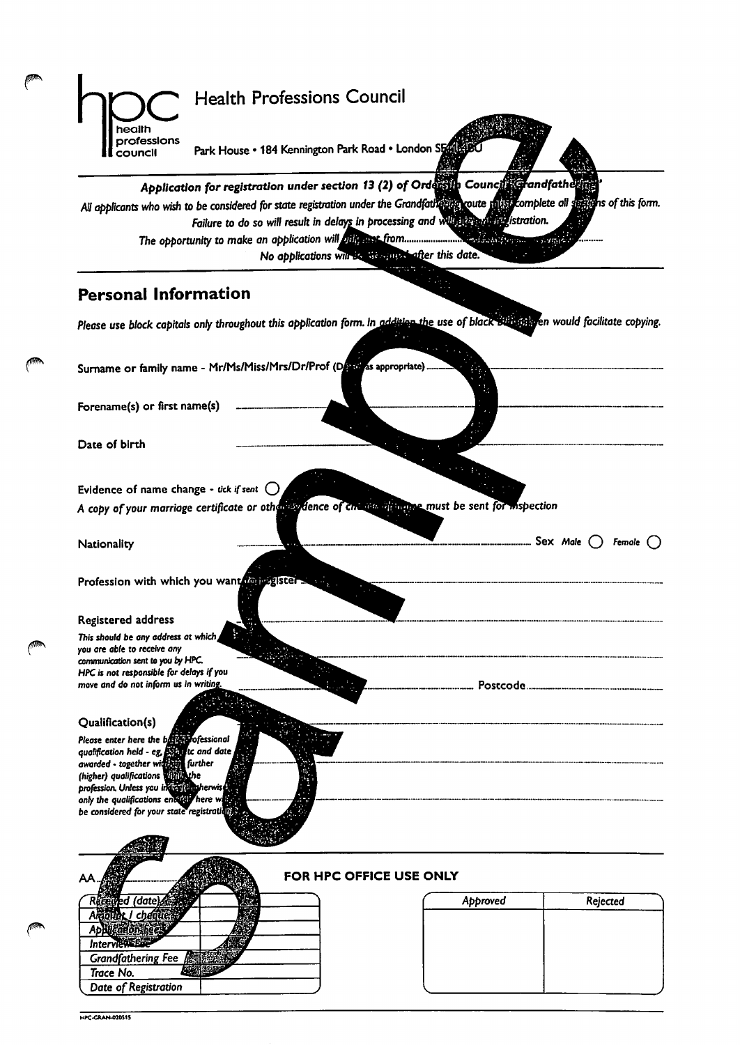# Health Professions Council

Park House • 184 Kennington Park Road • London SE11 4BU

***Application for registration under section 13 (2) of Order in Council "Grandfathering"***

*All applicants who wish to be considered for state registration under the Grandfathering route must complete all sections of this form. Failure to do so will result in delays in processing and will affect registration.*

*The opportunity to make an application will only last from............................................................*

*No applications will be accepted after this date.*

## Personal Information

*Please use block capitals only throughout this application form. In addition the use of black ballpoint pen would facilitate copying.*

Surname or family name - Mr/Ms/Miss/Mrs/Dr/Prof (Delete as appropriate) ............................................................

Forename(s) or first name(s) ............................................................

Date of birth ............................................................

Evidence of name change - *tick if sent* ◯

*A copy of your marriage certificate or other evidence of change of name must be sent for inspection*

Nationality ............................................................ Sex *Male* ◯ *Female* ◯

Profession with which you want to register ............................................................

Registered address ............................................................

*This should be any address at which you are able to receive any communication sent to you by HPC. HPC is not responsible for delays if you move and do not inform us in writing.*

............................................................ Postcode ............................

Qualification(s) ............................................................

*Please enter here the basic professional qualification held - eg, Dip, etc and date awarded - together with any further (higher) qualifications within the profession. Unless you indicate otherwise only the qualifications entered here will be considered for your state registration.*

---

AA............

**FOR HPC OFFICE USE ONLY**

| | |
|---|---|
| *Received (date)* | |
| *Amount / cheque* | |
| *Application fee* | |
| *Interview fee* | |
| *Grandfathering Fee* | |
| *Trace No.* | |
| *Date of Registration* | |

| *Approved* | *Rejected* |
|---|---|
| | |

HPC-GRAN-020515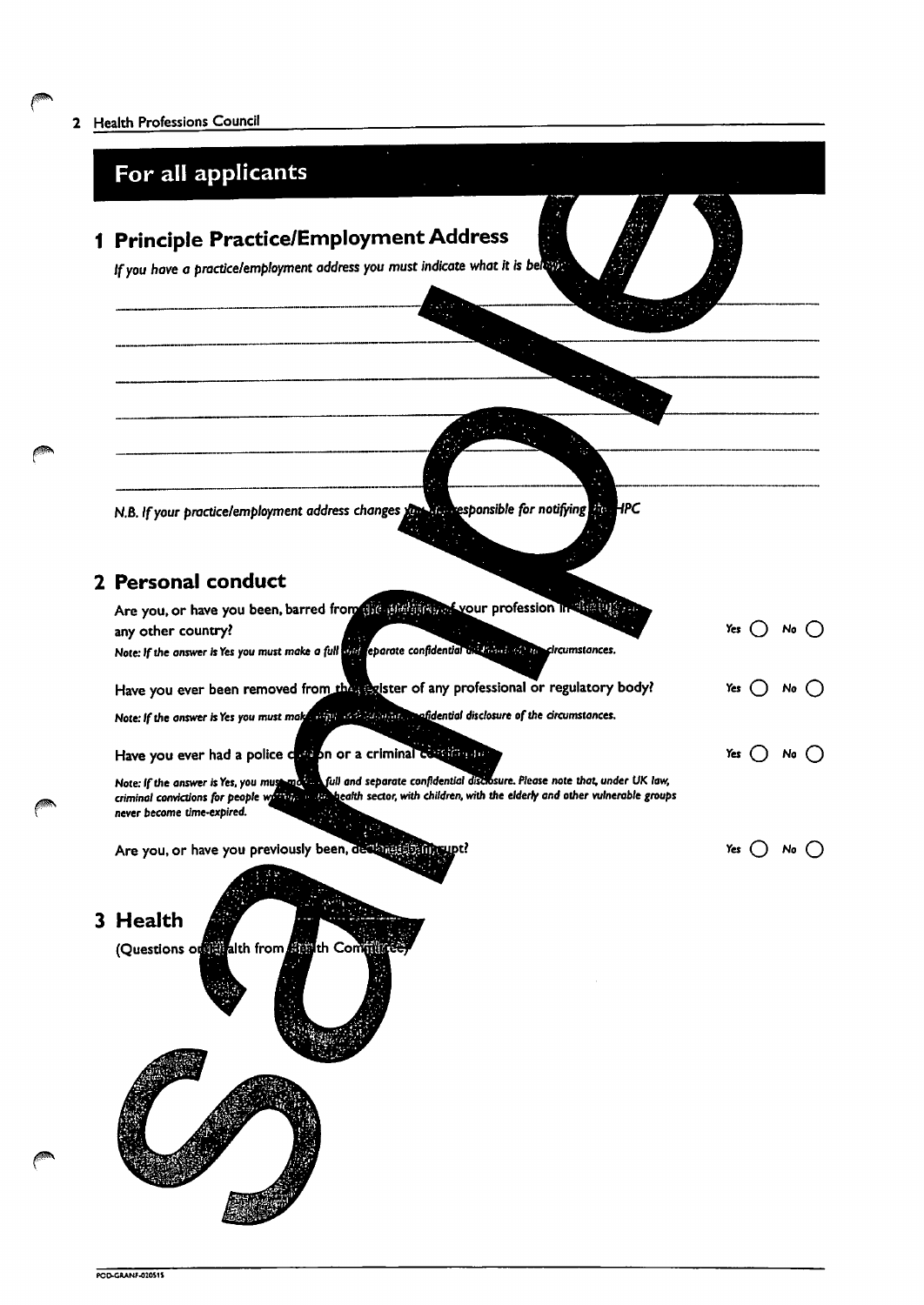# For all applicants

## 1 Principle Practice/Employment Address

*If you have a practice/employment address you must indicate what it is below*

______________________________________________

______________________________________________

______________________________________________

______________________________________________

______________________________________________

______________________________________________

*N.B. If your practice/employment address changes you are responsible for notifying the HPC*

## 2 Personal conduct

Are you, or have you been, barred from the practice of your profession in the UK or any other country? Yes ◯ No ◯

*Note: If the answer is Yes you must make a full and separate confidential disclosure of the circumstances.*

Have you ever been removed from the register of any professional or regulatory body? Yes ◯ No ◯

*Note: If the answer is Yes you must make a full and separate confidential disclosure of the circumstances.*

Have you ever had a police caution or a criminal conviction? Yes ◯ No ◯

*Note: If the answer is Yes, you must make a full and separate confidential disclosure. Please note that, under UK law, criminal convictions for people working in the health sector, with children, with the elderly and other vulnerable groups never become time-expired.*

Are you, or have you previously been, declared bankrupt? Yes ◯ No ◯

## 3 Health

(Questions on health from Health Committee)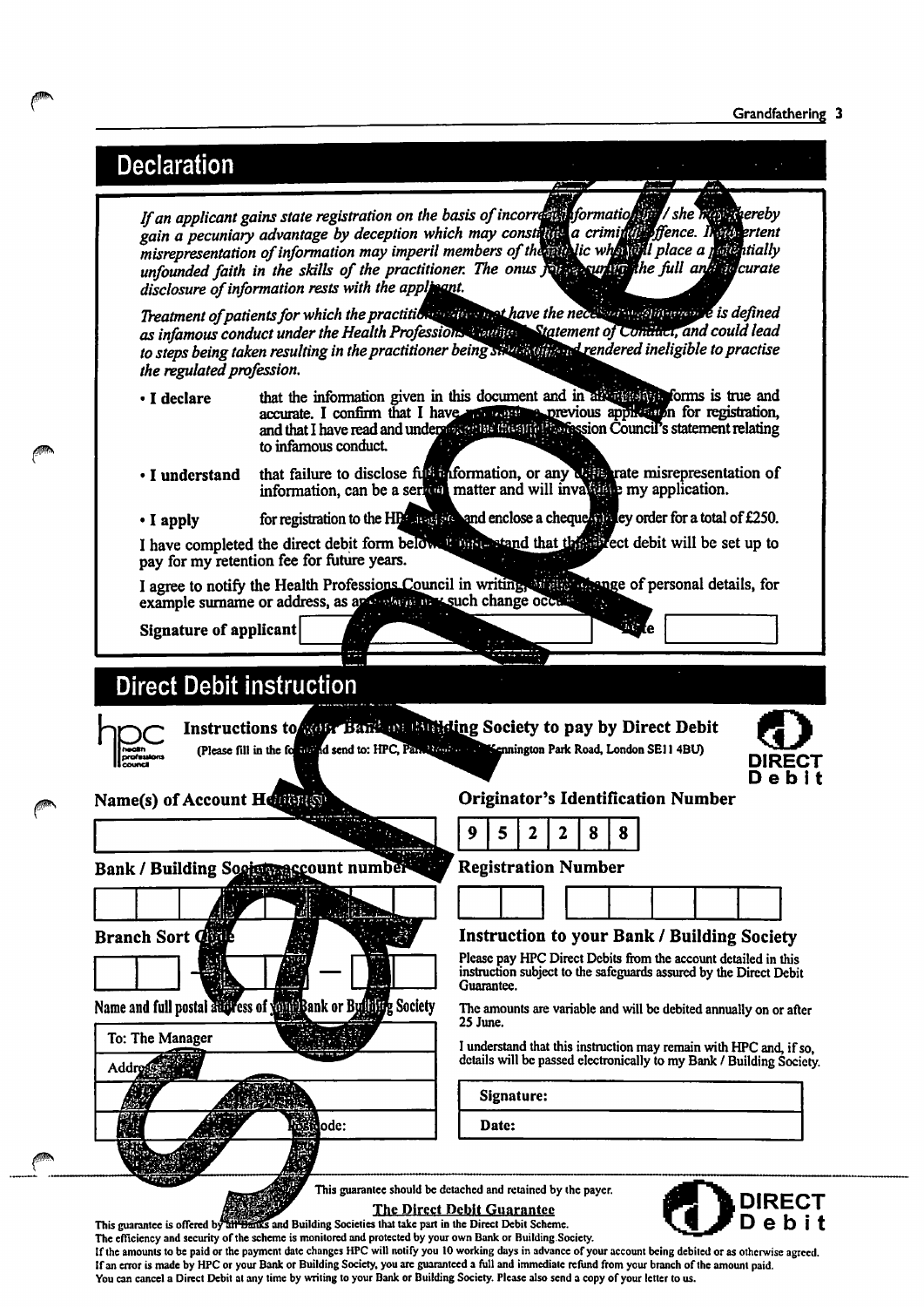# Declaration

*If an applicant gains state registration on the basis of incorrect information he / she may thereby gain a pecuniary advantage by deception which may constitute a criminal offence. Inadvertent misrepresentation of information may imperil members of the public who will place a potentially unfounded faith in the skills of the practitioner. The onus for ensuring the full and accurate disclosure of information rests with the applicant.*

*Treatment of patients for which the practitioner does not have the necessary competence is defined as infamous conduct under the Health Professions Council Statement of Conduct, and could lead to steps being taken resulting in the practitioner being struck off and rendered ineligible to practise the regulated profession.*

- **I declare** that the information given in this document and in all supporting forms is true and accurate. I confirm that I have not made a previous application for registration, and that I have read and understood the Health Profession Council's statement relating to infamous conduct.
- **I understand** that failure to disclose full information, or any deliberate misrepresentation of information, can be a serious matter and will invalidate my application.
- **I apply** for registration to the HPC and enclose a cheque/money order for a total of £250.

I have completed the direct debit form below and understand that the direct debit will be set up to pay for my retention fee for future years.

I agree to notify the Health Professions Council in writing of any change of personal details, for example surname or address, as and when any such change occurs.

**Signature of applicant** ______________________ **Date** __________

# Direct Debit instruction

hpc health professions council

**Instructions to your Bank or Building Society to pay by Direct Debit**

(Please fill in the form and send to: HPC, Park House, Kennington Park Road, London SE11 4BU)

DIRECT Debit

**Name(s) of Account Holder(s)**

**Bank / Building Society account number**

**Branch Sort Code**

**Name and full postal address of your Bank or Building Society**

To: The Manager

Address

Postcode:

**Originator's Identification Number**

| 9 | 5 | 2 | 2 | 8 | 8 |
|---|---|---|---|---|---|

**Registration Number**

**Instruction to your Bank / Building Society**

Please pay HPC Direct Debits from the account detailed in this instruction subject to the safeguards assured by the Direct Debit Guarantee.

The amounts are variable and will be debited annually on or after 25 June.

I understand that this instruction may remain with HPC and, if so, details will be passed electronically to my Bank / Building Society.

Signature:

Date:

This guarantee should be detached and retained by the payer.

DIRECT Debit

**The Direct Debit Guarantee**

This guarantee is offered by all Banks and Building Societies that take part in the Direct Debit Scheme.
The efficiency and security of the scheme is monitored and protected by your own Bank or Building Society.
If the amounts to be paid or the payment date changes HPC will notify you 10 working days in advance of your account being debited or as otherwise agreed.
If an error is made by HPC or your Bank or Building Society, you are guaranteed a full and immediate refund from your branch of the amount paid.
You can cancel a Direct Debit at any time by writing to your Bank or Building Society. Please also send a copy of your letter to us.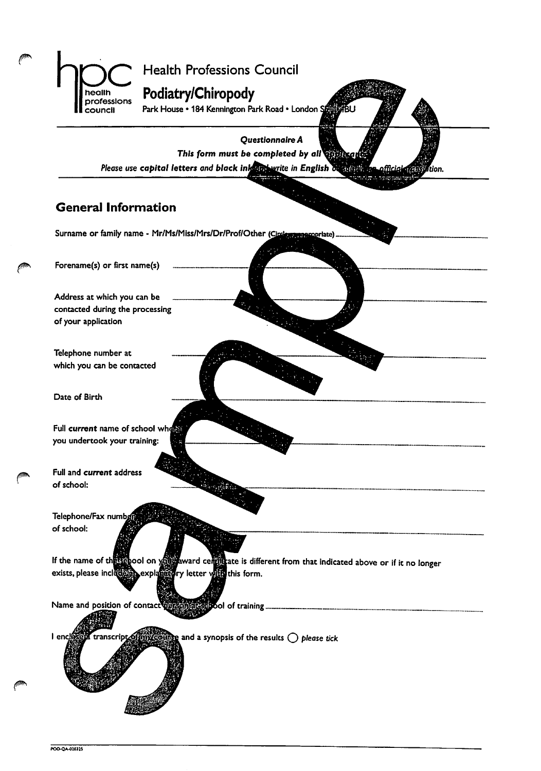# Health Professions Council

## Podiatry/Chiropody

Park House • 184 Kennington Park Road • London SE11 4BU

***Questionnaire A***

***This form must be completed by all applicants***

*Please use **capital letters** and **black ink** and write in English or submit an official translation.*

## General Information

Surname or family name - Mr/Ms/Miss/Mrs/Dr/Prof/Other (Circle as appropriate) ____________________

Forename(s) or first name(s) ____________________

Address at which you can be contacted during the processing of your application ____________________

Telephone number at which you can be contacted ____________________

Date of Birth ____________________

Full *current* name of school where you undertook your training: ____________________

Full and *current* address of school: ____________________

Telephone/Fax number of school: ____________________

If the name of the school on your award certificate is different from that indicated above or if it no longer exists, please include an explanatory letter with this form.

Name and position of contact person at school of training ____________________

I enclose a transcript of my course and a synopsis of the results ◯ *please tick*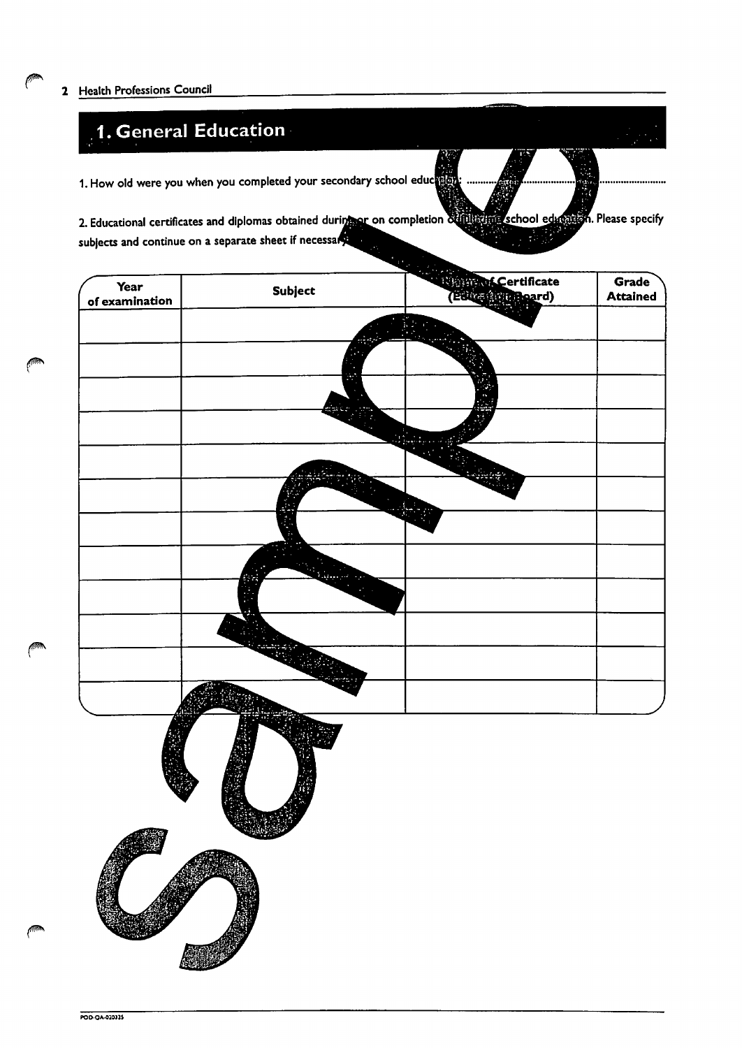## 1. General Education

1. How old were you when you completed your secondary school education: ........................................................

2. Educational certificates and diplomas obtained during or on completion of full-time school education. Please specify subjects and continue on a separate sheet if necessary.

| Year of examination | Subject | Name of Certificate (Education Board) | Grade Attained |
|---|---|---|---|
| | | | |
| | | | |
| | | | |
| | | | |
| | | | |
| | | | |
| | | | |
| | | | |
| | | | |
| | | | |
| | | | |
| | | | |

sample

POD-QA-020325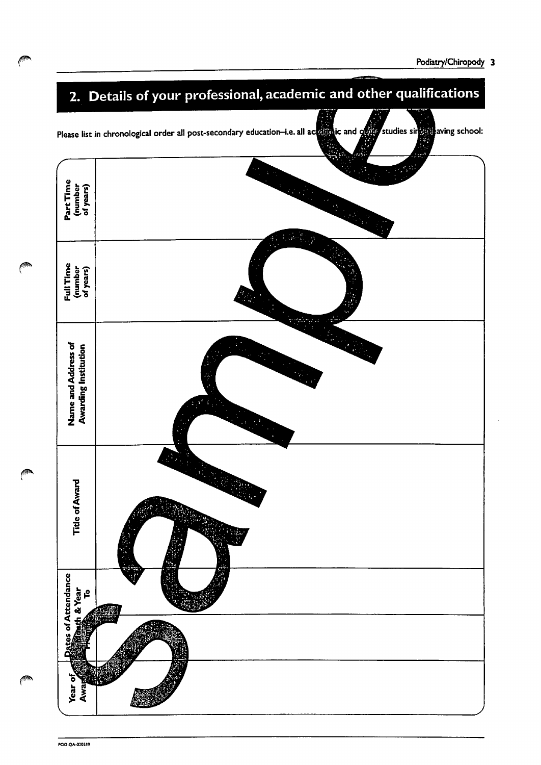## 2. Details of your professional, academic and other qualifications

Please list in chronological order all post-secondary education–i.e. all academic and other studies since leaving school:

| Dates of Attendance Month & Year From | Dates of Attendance Month & Year To | Title of Award | Name and Address of Awarding Institution | Full Time (number of years) | Part Time (number of years) | Year of Award |
|---|---|---|---|---|---|---|
| | | | | | | |

POD-QA-020319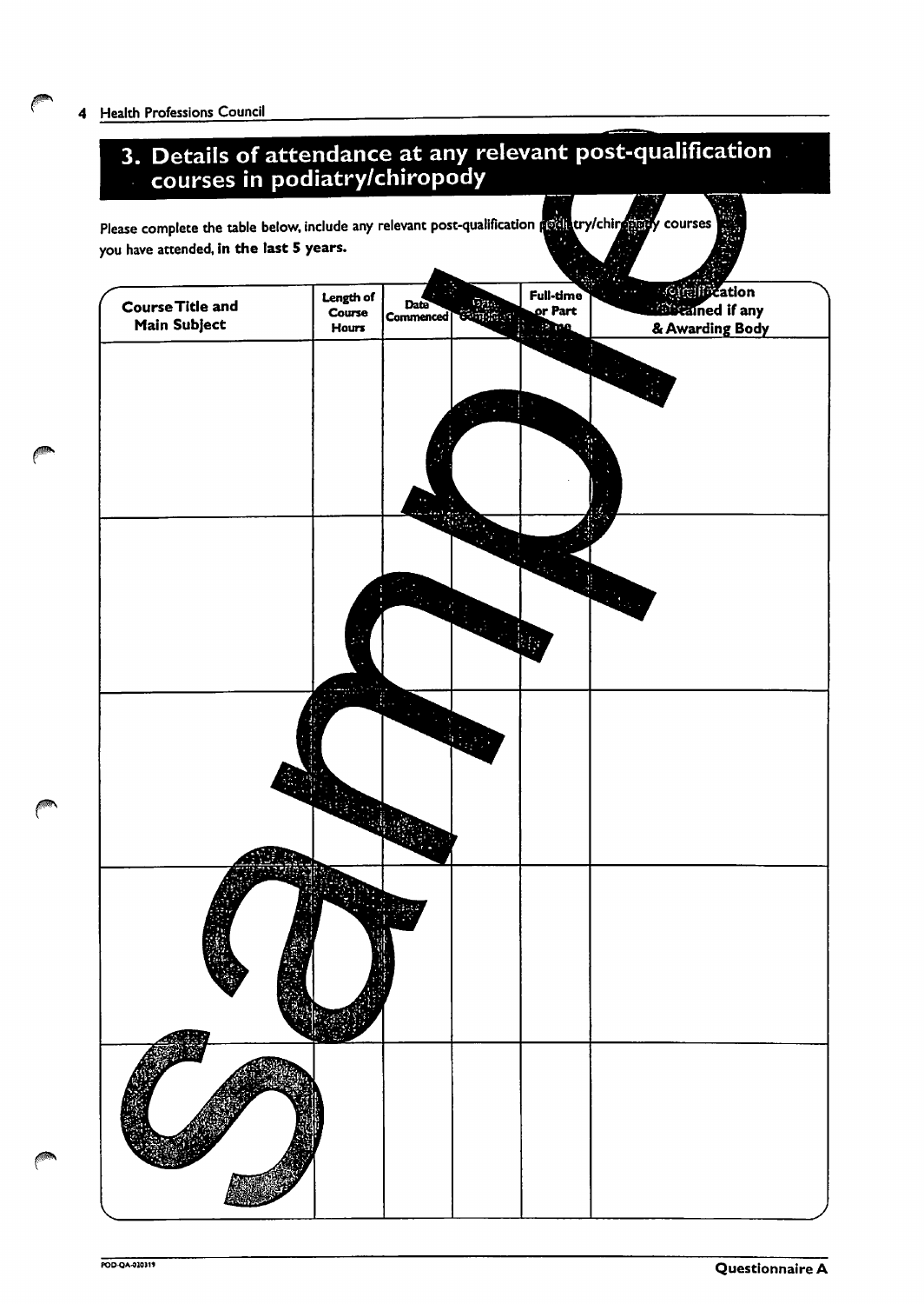## 3. Details of attendance at any relevant post-qualification courses in podiatry/chiropody

Please complete the table below, include any relevant post-qualification podiatry/chiropody courses you have attended, **in the last 5 years.**

| Course Title and Main Subject | Length of Course Hours | Date Commenced | Date Completed | Full-time or Part time | Qualification Obtained if any & Awarding Body |
|---|---|---|---|---|---|
| | | | | | |
| | | | | | |
| | | | | | |
| | | | | | |
| | | | | | |

Sample

POD-QA-020319

Questionnaire A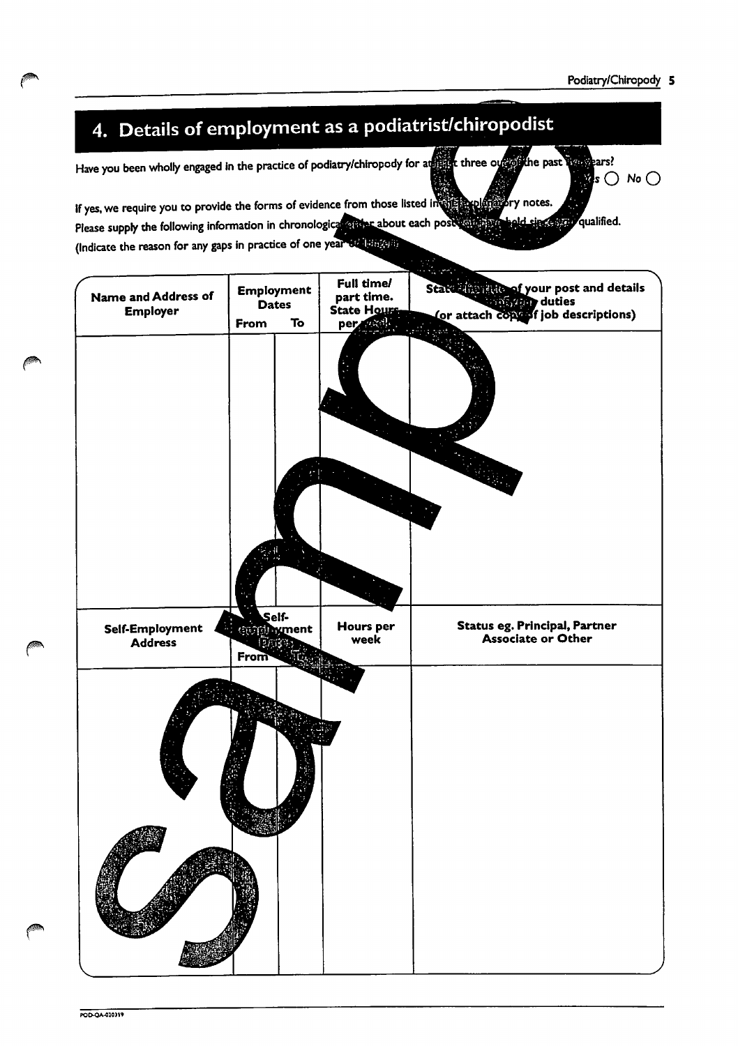## 4. Details of employment as a podiatrist/chiropodist

Have you been wholly engaged in the practice of podiatry/chiropody for at least three out of the past five years? Yes ○ No ○

If yes, we require you to provide the forms of evidence from those listed in the explanatory notes.

Please supply the following information in chronological order about each post you have held since you qualified.

(Indicate the reason for any gaps in practice of one year or longer)

| Name and Address of Employer | Employment Dates From | To | Full time/ part time. State Hours per week | State the title of your post and details of your duties (or attach copy of job descriptions) |
|---|---|---|---|---|
| | | | | |

| Self-Employment Address | Self-employment Dates From | To | Hours per week | Status eg. Principal, Partner Associate or Other |
|---|---|---|---|---|
| | | | | |

POD-OA-020319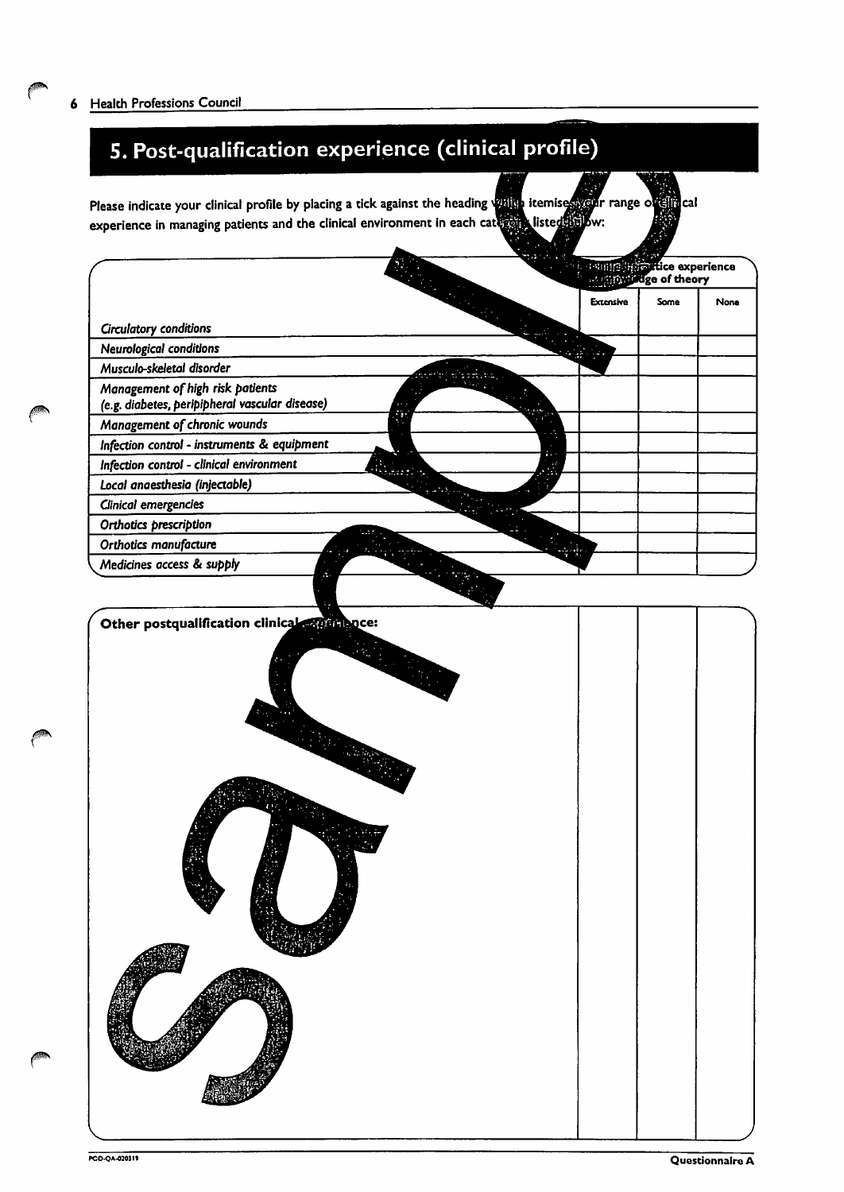## 5. Post-qualification experience (clinical profile)

Please indicate your clinical profile by placing a tick against the heading which itemises your range of clinical experience in managing patients and the clinical environment in each category listed below:

| | Clinical practice experience and knowledge of theory | | |
|---|---|---|---|
| | Extensive | Some | None |
| *Circulatory conditions* | | | |
| *Neurological conditions* | | | |
| *Musculo-skeletal disorder* | | | |
| *Management of high risk patients (e.g. diabetes, peripbheral vascular disease)* | | | |
| *Management of chronic wounds* | | | |
| *Infection control - instruments & equipment* | | | |
| *Infection control - clinical environment* | | | |
| *Local anaesthesia (injectable)* | | | |
| *Clinical emergencies* | | | |
| *Orthotics prescription* | | | |
| *Orthotics manufacture* | | | |
| *Medicines access & supply* | | | |

| Other postqualification clinical experience: | | | |
|---|---|---|---|
| | | | |

PCO-QA-020319

Questionnaire A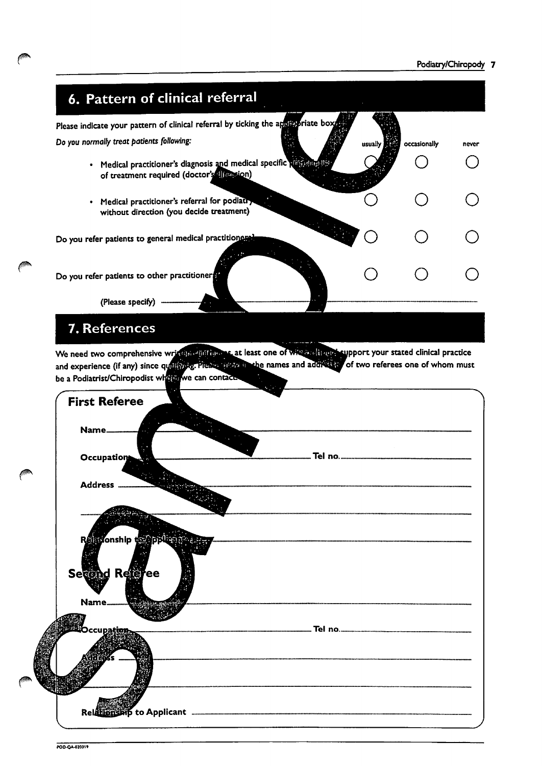## 6. Pattern of clinical referral

Please indicate your pattern of clinical referral by ticking the appropriate box:

*Do you normally treat patients following:*

| | usually | occasionally | never |
|---|---|---|---|
| • Medical practitioner's diagnosis and medical specific prescription of treatment required (doctor's direction) | ○ | ○ | ○ |
| • Medical practitioner's referral for podiatry without direction (you decide treatment) | ○ | ○ | ○ |
| Do you refer patients to general medical practitioners? | ○ | ○ | ○ |
| Do you refer patients to other practitioners? | ○ | ○ | ○ |

(Please specify) ___________________________

## 7. References

We need two comprehensive written references, at least one of which should support your stated clinical practice and experience (if any) since qualifying. Please give us the names and addresses of two referees one of whom must be a Podiatrist/Chiropodist whom we can contact.

### First Referee

Name ___________________________

Occupation ___________________________ Tel no. ___________________________

Address ___________________________

___________________________

Relationship to Applicant ___________________________

### Second Referee

Name ___________________________

Occupation ___________________________ Tel no. ___________________________

Address ___________________________

___________________________

Relationship to Applicant ___________________________

POD-QA-020319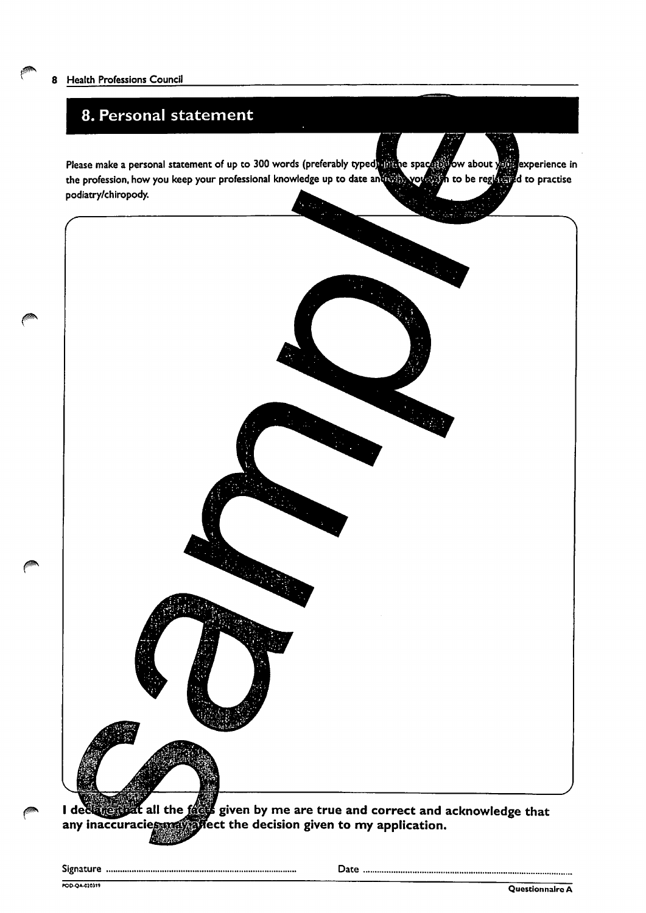## 8. Personal statement

Please make a personal statement of up to 300 words (preferably typed) in the space below about your experience in the profession, how you keep your professional knowledge up to date and why you wish to be registered to practise podiatry/chiropody.

**I declare that all the facts given by me are true and correct and acknowledge that any inaccuracies may affect the decision given to my application.**

Signature ..................................................................... Date .....................................................................

POD-QA-020319

Questionnaire A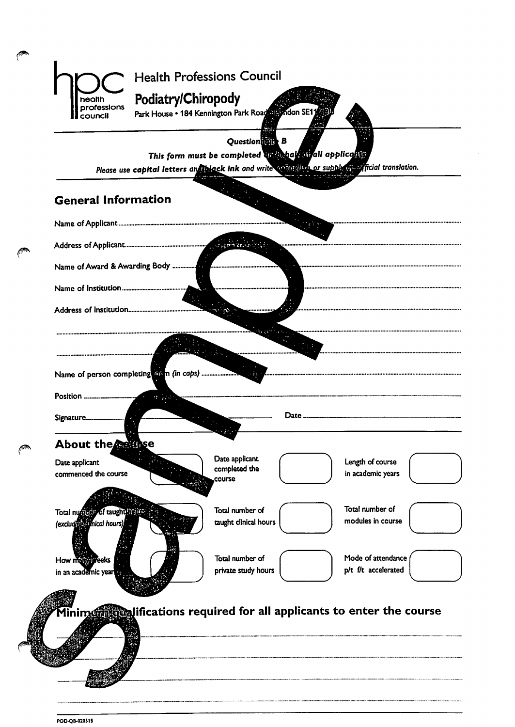hpc health professions council

Health Professions Council

**Podiatry/Chiropody**

Park House • 184 Kennington Park Road • London SE11 4BU

**Questionnaire B**

***This form must be completed on behalf of all applicants***

*Please use **capital letters** and **black ink** and write in English or supply an official translation.*

## General Information

Name of Applicant ..............................................................................

Address of Applicant ..............................................................................

Name of Award & Awarding Body ..............................................................................

Name of Institution ..............................................................................

Address of Institution ..............................................................................

..............................................................................

..............................................................................

Name of person completing form *(in caps)* ..............................................................................

Position ..............................................................................

Signature .............................................. Date ..............................................

## About the course

| | | | | | |
|---|---|---|---|---|---|
| Date applicant commenced the course | | Date applicant completed the course | | Length of course in academic years | |
| Total number of taught hours *(excluding clinical hours)* | | Total number of taught clinical hours | | Total number of modules in course | |
| How many weeks in an academic year | | Total number of private study hours | | Mode of attendance p/t f/t accelerated | |

## Minimum qualifications required for all applicants to enter the course

..............................................................................

..............................................................................

..............................................................................

..............................................................................

POD-QB-020515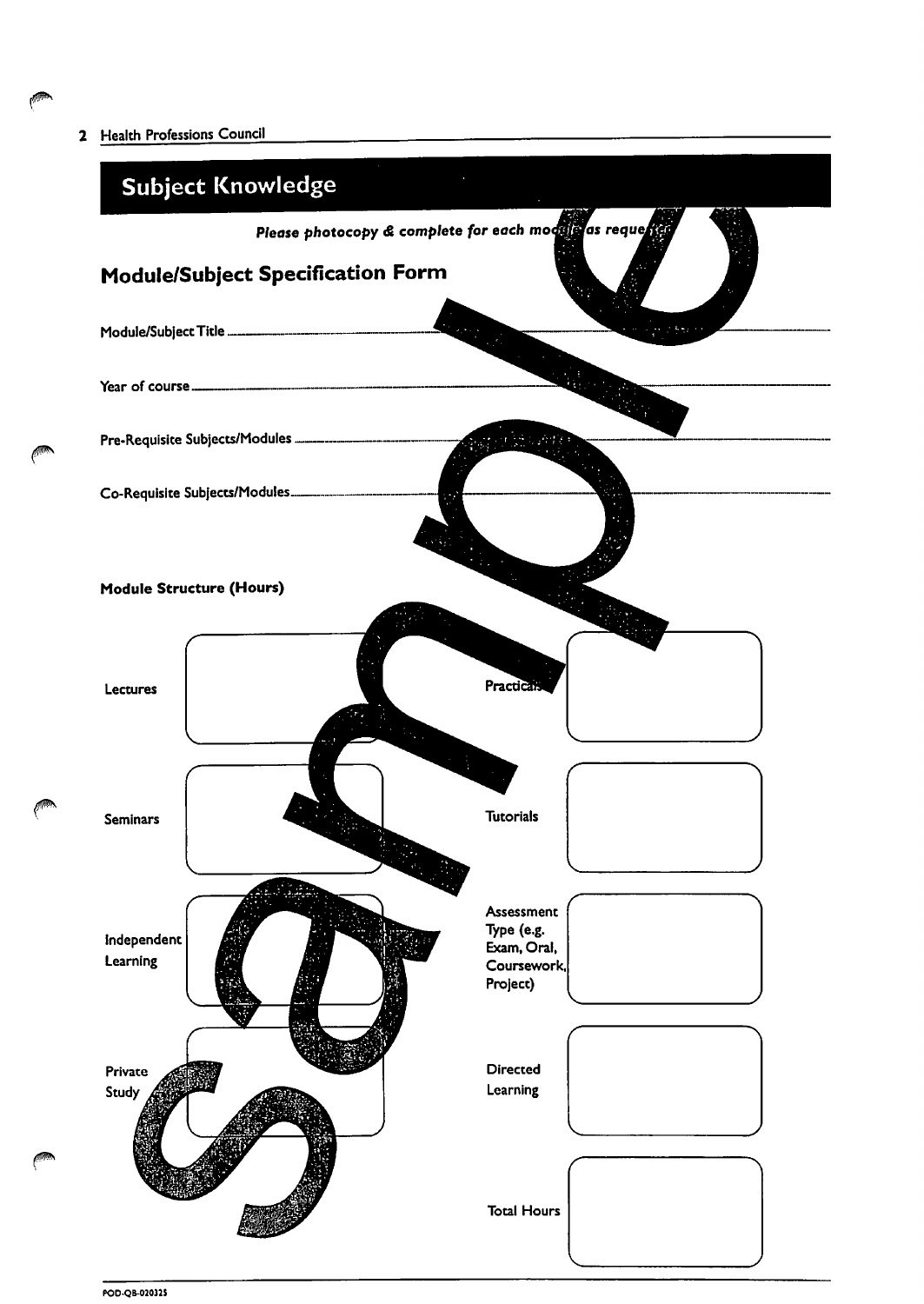## Subject Knowledge

***Please photocopy & complete for each module as requested***

### Module/Subject Specification Form

Module/Subject Title ____________________

Year of course ____________________

Pre-Requisite Subjects/Modules ____________________

Co-Requisite Subjects/Modules ____________________

**Module Structure (Hours)**

| | | | |
|---|---|---|---|
| Lectures | | Practicals | |
| Seminars | | Tutorials | |
| Independent Learning | | Assessment Type (e.g. Exam, Oral, Coursework, Project) | |
| Private Study | | Directed Learning | |
| | | Total Hours | |

POD-QB-020325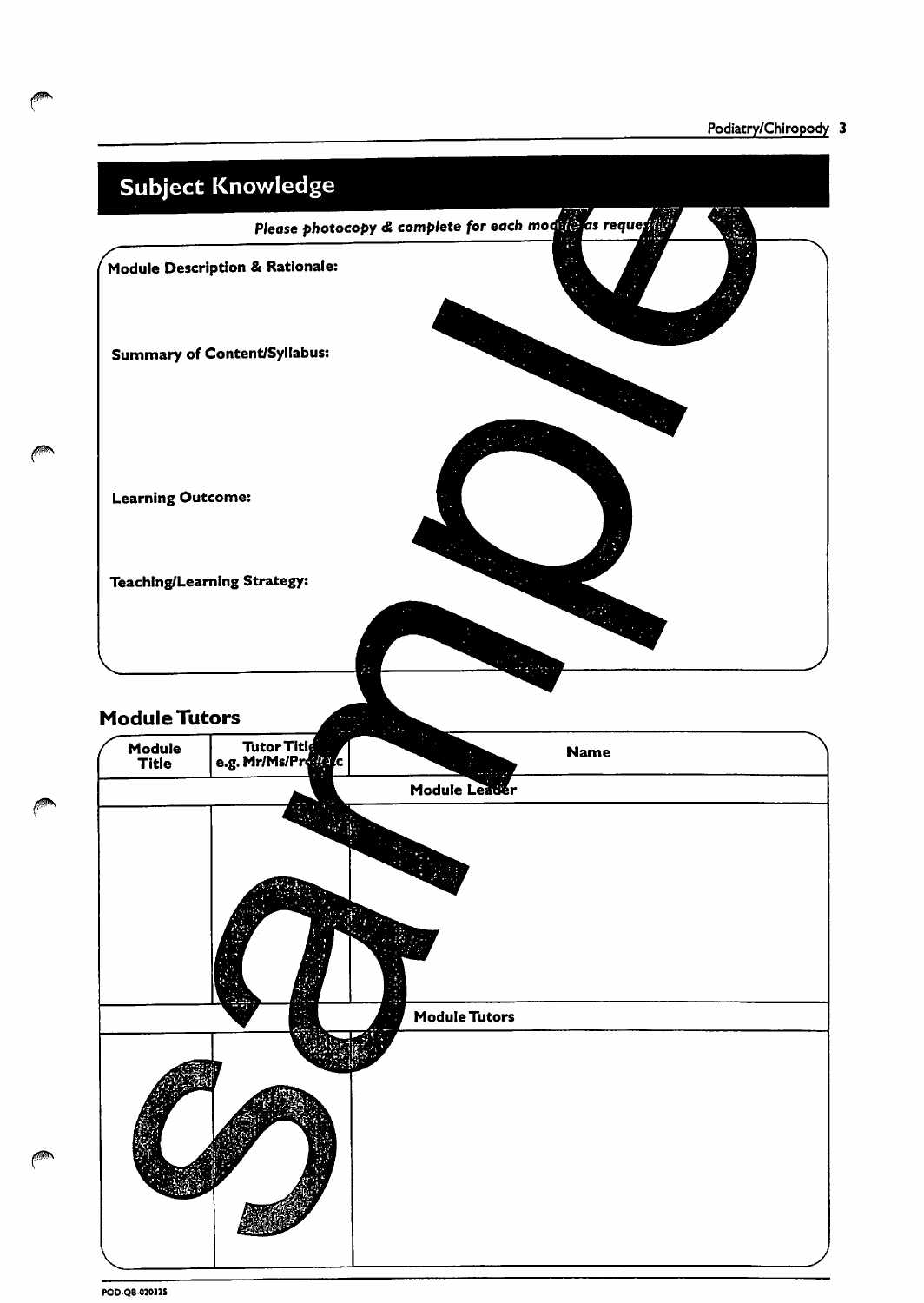## Subject Knowledge

***Please photocopy & complete for each module as requested***

**Module Description & Rationale:**

**Summary of Content/Syllabus:**

**Learning Outcome:**

**Teaching/Learning Strategy:**

## Module Tutors

| Module Title | Tutor Title e.g. Mr/Ms/Prof etc | Name |
|---|---|---|
| | | **Module Leader** |
| | | |
| | | **Module Tutors** |
| | | |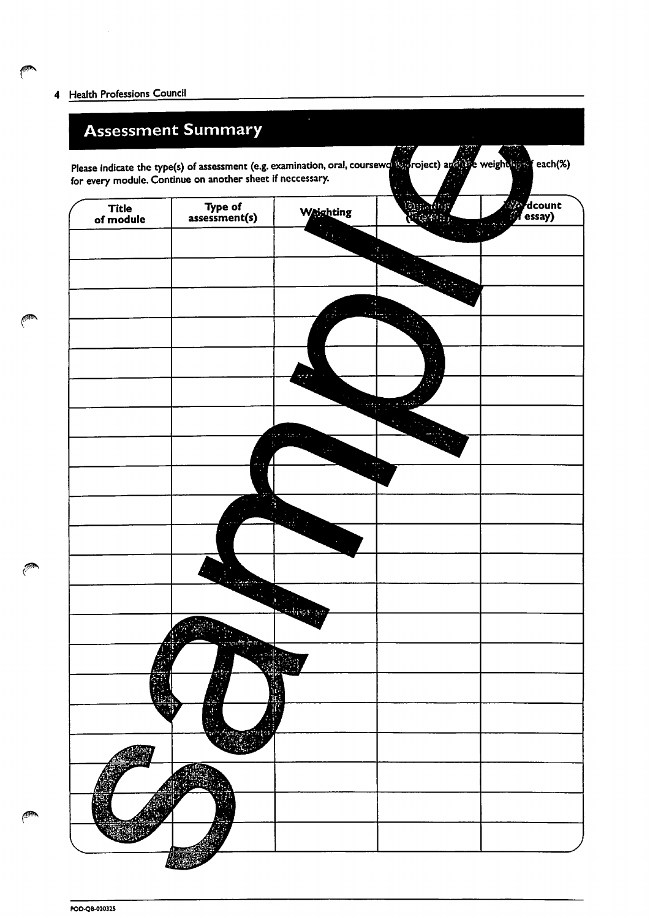## Assessment Summary

Please indicate the type(s) of assessment (e.g. examination, oral, coursework, project) and the weighting of each(%) for every module. Continue on another sheet if neccessary.

| Title of module | Type of assessment(s) | Weighting | Duration (if exam) | Wordcount (if essay) |
|---|---|---|---|---|
| | | | | |
| | | | | |
| | | | | |
| | | | | |
| | | | | |
| | | | | |
| | | | | |
| | | | | |
| | | | | |
| | | | | |
| | | | | |
| | | | | |
| | | | | |
| | | | | |
| | | | | |
| | | | | |
| | | | | |
| | | | | |
| | | | | |
| | | | | |
| | | | | |

POD-QB-020325